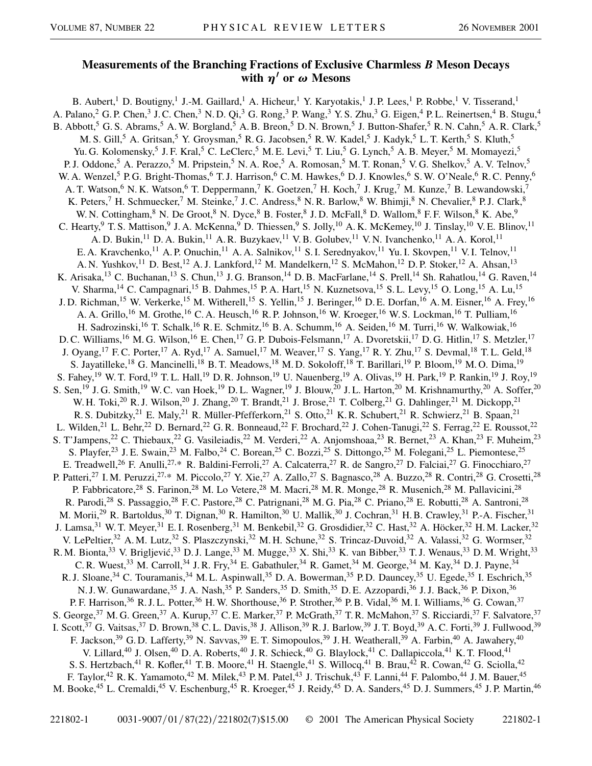# Measurements of the Branching Fractions of Exclusive Charmless $B$ Meson Decays with $\eta'$ or $\omega$ Mesons

B. Aubert,[1] D. Boutigny,[1] J.-M. Gaillard,[1] A. Hicheur,[1] Y. Karyotakis,[1] J. P. Lees,[1] P. Robbe,[1] V. Tisserand,[1] A. Palano,[2] G. P. Chen,[3] J. C. Chen,[3] N. D. Qi,[3] G. Rong,[3] P. Wang,[3] Y. S. Zhu,[3] G. Eigen,[4] P. L. Reinertsen,[4] B. Stugu,[4] B. Abbott,[5] G. S. Abrams,[5] A. W. Borgland,[5] A. B. Breon,[5] D. N. Brown,[5] J. Button-Shafer,[5] R. N. Cahn,[5] A. R. Clark,[5] M. S. Gill,[5] A. Gritsan,[5] Y. Groysman,[5] R. G. Jacobsen,[5] R. W. Kadel,[5] J. Kadyk,[5] L. T. Kerth,[5] S. Kluth,[5] Yu. G. Kolomensky,[5] J. F. Kral,[5] C. LeClerc,[5] M. E. Levi,[5] T. Liu,[5] G. Lynch,[5] A. B. Meyer,[5] M. Momayezi,[5] P. J. Oddone,[5] A. Perazzo,[5] M. Pripstein,[5] N. A. Roe,[5] A. Romosan,[5] M. T. Ronan,[5] V. G. Shelkov,[5] A. V. Telnov,[5] W. A. Wenzel,[5] P. G. Bright-Thomas,[6] T. J. Harrison,[6] C. M. Hawkes,[6] D. J. Knowles,[6] S. W. O'Neale,[6] R. C. Penny,[6] A. T. Watson,[6] N. K. Watson,[6] T. Deppermann,[7] K. Goetzen,[7] H. Koch,[7] J. Krug,[7] M. Kunze,[7] B. Lewandowski,[7] K. Peters,[7] H. Schmuecker,[7] M. Steinke,[7] J. C. Andress,[8] N. R. Barlow,[8] W. Bhimji,[8] N. Chevalier,[8] P. J. Clark,[8] W. N. Cottingham,[8] N. De Groot,[8] N. Dyce,[8] B. Foster,[8] J. D. McFall,[8] D. Wallom,[8] F. F. Wilson,[8] K. Abe,[9] C. Hearty,[9] T. S. Mattison,[9] J. A. McKenna,[9] D. Thiessen,[9] S. Jolly,[10] A. K. McKemey,[10] J. Tinslay,[10] V. E. Blinov,[11] A. D. Bukin,[11] D. A. Bukin,[11] A. R. Buzykaev,[11] V. B. Golubev,[11] V. N. Ivanchenko,[11] A. A. Korol,[11] E. A. Kravchenko,[11] A. P. Onuchin,[11] A. A. Salnikov,[11] S. I. Serednyakov,[11] Yu. I. Skovpen,[11] V. I. Telnov,[11] A. N. Yushkov,[11] D. Best,[12] A. J. Lankford,[12] M. Mandelkern,[12] S. McMahon,[12] D. P. Stoker,[12] A. Ahsan,[13] K. Arisaka,[13] C. Buchanan,[13] S. Chun,[13] J. G. Branson,[14] D. B. MacFarlane,[14] S. Prell,[14] Sh. Rahatlou,[14] G. Raven,[14] V. Sharma,[14] C. Campagnari,[15] B. Dahmes,[15] P. A. Hart,[15] N. Kuznetsova,[15] S. L. Levy,[15] O. Long,[15] A. Lu,[15] J. D. Richman,[15] W. Verkerke,[15] M. Witherell,[15] S. Yellin,[15] J. Beringer,[16] D. E. Dorfan,[16] A. M. Eisner,[16] A. Frey,[16] A. A. Grillo,[16] M. Grothe,[16] C. A. Heusch,[16] R. P. Johnson,[16] W. Kroeger,[16] W. S. Lockman,[16] T. Pulliam,[16] H. Sadrozinski,[16] T. Schalk,[16] R. E. Schmitz,[16] B. A. Schumm,[16] A. Seiden,[16] M. Turri,[16] W. Walkowiak,[16] D. C. Williams,[16] M. G. Wilson,[16] E. Chen,[17] G. P. Dubois-Felsmann,[17] A. Dvoretskii,[17] D. G. Hitlin,[17] S. Metzler,[17] J. Oyang,[17] F. C. Porter,[17] A. Ryd,[17] A. Samuel,[17] M. Weaver,[17] S. Yang,[17] R. Y. Zhu,[17] S. Devmal,[18] T. L. Geld,[18] S. Jayatilleke,[18] G. Mancinelli,[18] B. T. Meadows,[18] M. D. Sokoloff,[18] T. Barillari,[19] P. Bloom,[19] M. O. Dima,[19] S. Fahey,[19] W. T. Ford,[19] T. L. Hall,[19] D. R. Johnson,[19] U. Nauenberg,[19] A. Olivas,[19] H. Park,[19] P. Rankin,[19] J. Roy,[19] S. Sen,[19] J. G. Smith,[19] W. C. van Hoek,[19] D. L. Wagner,[19] J. Blouw,[20] J. L. Harton,[20] M. Krishnamurthy,[20] A. Soffer,[20] W. H. Toki,[20] R. J. Wilson,[20] J. Zhang,[20] T. Brandt,[21] J. Brose,[21] T. Colberg,[21] G. Dahlinger,[21] M. Dickopp,[21] R. S. Dubitzky,[21] E. Maly,[21] R. Müller-Pfefferkorn,[21] S. Otto,[21] K. R. Schubert,[21] R. Schwierz,[21] B. Spaan,[21] L. Wilden,[21] L. Behr,[22] D. Bernard,[22] G. R. Bonneaud,[22] F. Brochard,[22] J. Cohen-Tanugi,[22] S. Ferrag,[22] E. Roussot,[22] S. T'Jampens,[22] C. Thiebaux,[22] G. Vasileiadis,[22] M. Verderi,[22] A. Anjomshoaa,[23] R. Bernet,[23] A. Khan,[23] F. Muheim,[23] S. Playfer,[23] J. E. Swain,[23] M. Falbo,[24] C. Borean,[25] C. Bozzi,[25] S. Dittongo,[25] M. Folegani,[25] L. Piemontese,[25] E. Treadwell,[26] F. Anulli,[27,*] R. Baldini-Ferroli,[27] A. Calcaterra,[27] R. de Sangro,[27] D. Falciai,[27] G. Finocchiaro,[27] P. Patteri,[27] I. M. Peruzzi,[27,*] M. Piccolo,[27] Y. Xie,[27] A. Zallo,[27] S. Bagnasco,[28] A. Buzzo,[28] R. Contri,[28] G. Crosetti,[28] P. Fabbricatore,[28] S. Farinon,[28] M. Lo Vetere,[28] M. Macri,[28] M. R. Monge,[28] R. Musenich,[28] M. Pallavicini,[28] R. Parodi,[28] S. Passaggio,[28] F. C. Pastore,[28] C. Patrignani,[28] M. G. Pia,[28] C. Priano,[28] E. Robutti,[28] A. Santroni,[28] M. Morii,[29] R. Bartoldus,[30] T. Dignan,[30] R. Hamilton,[30] U. Mallik,[30] J. Cochran,[31] H. B. Crawley,[31] P.-A. Fischer,[31] J. Lamsa,[31] W. T. Meyer,[31] E. I. Rosenberg,[31] M. Benkebil,[32] G. Grosdidier,[32] C. Hast,[32] A. Höcker,[32] H. M. Lacker,[32] V. LePeltier,[32] A. M. Lutz,[32] S. Plaszczynski,[32] M. H. Schune,[32] S. Trincaz-Duvoid,[32] A. Valassi,[32] G. Wormser,[32] R. M. Bionta,[33] V. Brigljević,[33] D. J. Lange,[33] M. Mugge,[33] X. Shi,[33] K. van Bibber,[33] T. J. Wenaus,[33] D. M. Wright,[33] C. R. Wuest,[33] M. Carroll,[34] J. R. Fry,[34] E. Gabathuler,[34] R. Gamet,[34] M. George,[34] M. Kay,[34] D. J. Payne,[34] R. J. Sloane,[34] C. Touramanis,[34] M. L. Aspinwall,[35] D. A. Bowerman,[35] P. D. Dauncey,[35] U. Egede,[35] I. Eschrich,[35] N. J. W. Gunawardane,[35] J. A. Nash,[35] P. Sanders,[35] D. Smith,[35] D. E. Azzopardi,[36] J. J. Back,[36] P. Dixon,[36] P. F. Harrison,[36] R. J. L. Potter,[36] H. W. Shorthouse,[36] P. Strother,[36] P. B. Vidal,[36] M. I. Williams,[36] G. Cowan,[37] S. George,[37] M. G. Green,[37] A. Kurup,[37] C. E. Marker,[37] P. McGrath,[37] T. R. McMahon,[37] S. Ricciardi,[37] F. Salvatore,[37] I. Scott,[37] G. Vaitsas,[37] D. Brown,[38] C. L. Davis,[38] J. Allison,[39] R. J. Barlow,[39] J. T. Boyd,[39] A. C. Forti,[39] J. Fullwood,[39] F. Jackson,[39] G. D. Lafferty,[39] N. Savvas,[39] E. T. Simopoulos,[39] J. H. Weatherall,[39] A. Farbin,[40] A. Jawahery,[40] V. Lillard,[40] J. Olsen,[40] D. A. Roberts,[40] J. R. Schieck,[40] G. Blaylock,[41] C. Dallapiccola,[41] K. T. Flood,[41] S. S. Hertzbach,[41] R. Kofler,[41] T. B. Moore,[41] H. Staengle,[41] S. Willocq,[41] B. Brau,[42] R. Cowan,[42] G. Sciolla,[42] F. Taylor,[42] R. K. Yamamoto,[42] M. Milek,[43] P. M. Patel,[43] J. Trischuk,[43] F. Lanni,[44] F. Palombo,[44] J. M. Bauer,[45] M. Booke,[45] L. Cremaldi,[45] V. Eschenburg,[45] R. Kroeger,[45] J. Reidy,[45] D. A. Sanders,[45] D. J. Summers,[45] J. P. Martin,[46]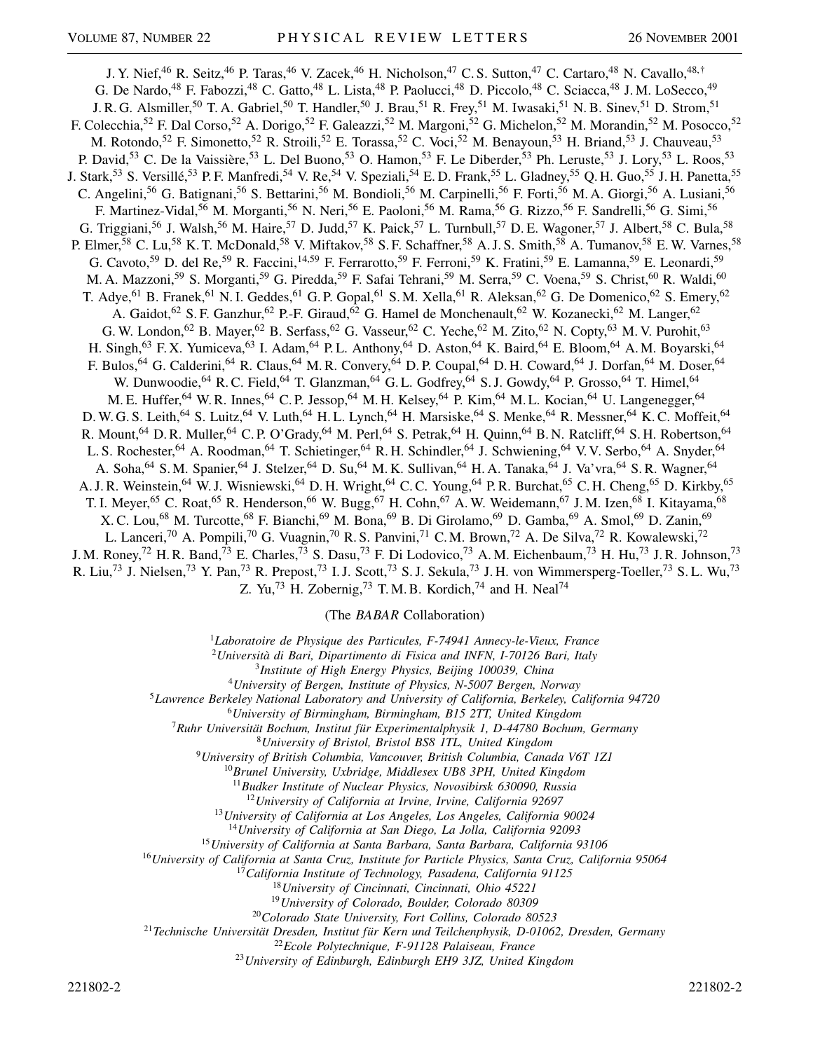J. Y. Nief,[46] R. Seitz,[46] P. Taras,[46] V. Zacek,[46] H. Nicholson,[47] C. S. Sutton,[47] C. Cartaro,[48] N. Cavallo,[48,†] G. De Nardo,[48] F. Fabozzi,[48] C. Gatto,[48] L. Lista,[48] P. Paolucci,[48] D. Piccolo,[48] C. Sciacca,[48] J. M. LoSecco,[49] J. R. G. Alsmiller,[50] T. A. Gabriel,[50] T. Handler,[50] J. Brau,[51] R. Frey,[51] M. Iwasaki,[51] N. B. Sinev,[51] D. Strom,[51] F. Colecchia,[52] F. Dal Corso,[52] A. Dorigo,[52] F. Galeazzi,[52] M. Margoni,[52] G. Michelon,[52] M. Morandin,[52] M. Posocco,[52] M. Rotondo,[52] F. Simonetto,[52] R. Stroili,[52] E. Torassa,[52] C. Voci,[52] M. Benayoun,[53] H. Briand,[53] J. Chauveau,[53] P. David,[53] C. De la Vaissière,[53] L. Del Buono,[53] O. Hamon,[53] F. Le Diberder,[53] Ph. Leruste,[53] J. Lory,[53] L. Roos,[53] J. Stark,[53] S. Versillé,[53] P. F. Manfredi,[54] V. Re,[54] V. Speziali,[54] E. D. Frank,[55] L. Gladney,[55] Q. H. Guo,[55] J. H. Panetta,[55] C. Angelini,[56] G. Batignani,[56] S. Bettarini,[56] M. Bondioli,[56] M. Carpinelli,[56] F. Forti,[56] M. A. Giorgi,[56] A. Lusiani,[56] F. Martinez-Vidal,[56] M. Morganti,[56] N. Neri,[56] E. Paoloni,[56] M. Rama,[56] G. Rizzo,[56] F. Sandrelli,[56] G. Simi,[56] G. Triggiani,[56] J. Walsh,[56] M. Haire,[57] D. Judd,[57] K. Paick,[57] L. Turnbull,[57] D. E. Wagoner,[57] J. Albert,[58] C. Bula,[58] P. Elmer,[58] C. Lu,[58] K. T. McDonald,[58] V. Miftakov,[58] S. F. Schaffner,[58] A. J. S. Smith,[58] A. Tumanov,[58] E. W. Varnes,[58] G. Cavoto,[59] D. del Re,[59] R. Faccini,[14,59] F. Ferrarotto,[59] F. Ferroni,[59] K. Fratini,[59] E. Lamanna,[59] E. Leonardi,[59] M. A. Mazzoni,[59] S. Morganti,[59] G. Piredda,[59] F. Safai Tehrani,[59] M. Serra,[59] C. Voena,[59] S. Christ,[60] R. Waldi,[60] T. Adye,[61] B. Franek,[61] N. I. Geddes,[61] G. P. Gopal,[61] S. M. Xella,[61] R. Aleksan,[62] G. De Domenico,[62] S. Emery,[62] A. Gaidot,[62] S. F. Ganzhur,[62] P.-F. Giraud,[62] G. Hamel de Monchenault,[62] W. Kozanecki,[62] M. Langer,[62] G. W. London,[62] B. Mayer,[62] B. Serfass,[62] G. Vasseur,[62] C. Yeche,[62] M. Zito,[62] N. Copty,[63] M. V. Purohit,[63] H. Singh,[63] F. X. Yumiceva,[63] I. Adam,[64] P. L. Anthony,[64] D. Aston,[64] K. Baird,[64] E. Bloom,[64] A. M. Boyarski,[64] F. Bulos,[64] G. Calderini,[64] R. Claus,[64] M. R. Convery,[64] D. P. Coupal,[64] D. H. Coward,[64] J. Dorfan,[64] M. Doser,[64] W. Dunwoodie,[64] R. C. Field,[64] T. Glanzman,[64] G. L. Godfrey,[64] S. J. Gowdy,[64] P. Grosso,[64] T. Himel,[64] M. E. Huffer,[64] W. R. Innes,[64] C. P. Jessop,[64] M. H. Kelsey,[64] P. Kim,[64] M. L. Kocian,[64] U. Langenegger,[64] D. W. G. S. Leith,[64] S. Luitz,[64] V. Luth,[64] H. L. Lynch,[64] H. Marsiske,[64] S. Menke,[64] R. Messner,[64] K. C. Moffeit,[64] R. Mount,[64] D. R. Muller,[64] C. P. O'Grady,[64] M. Perl,[64] S. Petrak,[64] H. Quinn,[64] B. N. Ratcliff,[64] S. H. Robertson,[64] L. S. Rochester,[64] A. Roodman,[64] T. Schietinger,[64] R. H. Schindler,[64] J. Schwiening,[64] V. V. Serbo,[64] A. Snyder,[64] A. Soha,[64] S. M. Spanier,[64] J. Stelzer,[64] D. Su,[64] M. K. Sullivan,[64] H. A. Tanaka,[64] J. Va'vra,[64] S. R. Wagner,[64] A. J. R. Weinstein,[64] W. J. Wisniewski,[64] D. H. Wright,[64] C. C. Young,[64] P. R. Burchat,[65] C. H. Cheng,[65] D. Kirkby,[65] T. I. Meyer,[65] C. Roat,[65] R. Henderson,[66] W. Bugg,[67] H. Cohn,[67] A. W. Weidemann,[67] J. M. Izen,[68] I. Kitayama,[68] X. C. Lou,[68] M. Turcotte,[68] F. Bianchi,[69] M. Bona,[69] B. Di Girolamo,[69] D. Gamba,[69] A. Smol,[69] D. Zanin,[69] L. Lanceri,[70] A. Pompili,[70] G. Vuagnin,[70] R. S. Panvini,[71] C. M. Brown,[72] A. De Silva,[72] R. Kowalewski,[72] J. M. Roney,[72] H. R. Band,[73] E. Charles,[73] S. Dasu,[73] F. Di Lodovico,[73] A. M. Eichenbaum,[73] H. Hu,[73] J. R. Johnson,[73] R. Liu,[73] J. Nielsen,[73] Y. Pan,[73] R. Prepost,[73] I. J. Scott,[73] S. J. Sekula,[73] J. H. von Wimmersperg-Toeller,[73] S. L. Wu,[73] Z. Yu,[73] H. Zobernig,[73] T. M. B. Kordich,[74] and H. Neal[74]

(The *BABAR* Collaboration)

[1]*Laboratoire de Physique des Particules, F-74941 Annecy-le-Vieux, France*
[2]*Università di Bari, Dipartimento di Fisica and INFN, I-70126 Bari, Italy*
[3]*Institute of High Energy Physics, Beijing 100039, China*
[4]*University of Bergen, Institute of Physics, N-5007 Bergen, Norway*
[5]*Lawrence Berkeley National Laboratory and University of California, Berkeley, California 94720*
[6]*University of Birmingham, Birmingham, B15 2TT, United Kingdom*
[7]*Ruhr Universität Bochum, Institut für Experimentalphysik 1, D-44780 Bochum, Germany*
[8]*University of Bristol, Bristol BS8 1TL, United Kingdom*
[9]*University of British Columbia, Vancouver, British Columbia, Canada V6T 1Z1*
[10]*Brunel University, Uxbridge, Middlesex UB8 3PH, United Kingdom*
[11]*Budker Institute of Nuclear Physics, Novosibirsk 630090, Russia*
[12]*University of California at Irvine, Irvine, California 92697*
[13]*University of California at Los Angeles, Los Angeles, California 90024*
[14]*University of California at San Diego, La Jolla, California 92093*
[15]*University of California at Santa Barbara, Santa Barbara, California 93106*
[16]*University of California at Santa Cruz, Institute for Particle Physics, Santa Cruz, California 95064*
[17]*California Institute of Technology, Pasadena, California 91125*
[18]*University of Cincinnati, Cincinnati, Ohio 45221*
[19]*University of Colorado, Boulder, Colorado 80309*
[20]*Colorado State University, Fort Collins, Colorado 80523*
[21]*Technische Universität Dresden, Institut für Kern und Teilchenphysik, D-01062, Dresden, Germany*
[22]*Ecole Polytechnique, F-91128 Palaiseau, France*
[23]*University of Edinburgh, Edinburgh EH9 3JZ, United Kingdom*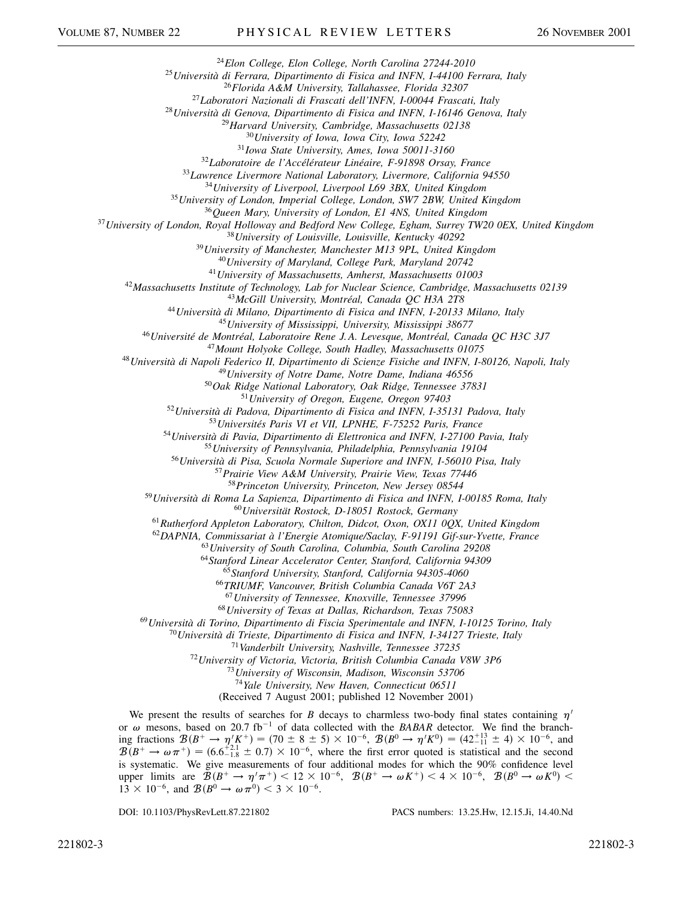[24]*Elon College, Elon College, North Carolina 27244-2010*
[25]*Università di Ferrara, Dipartimento di Fisica and INFN, I-44100 Ferrara, Italy*
[26]*Florida A&M University, Tallahassee, Florida 32307*
[27]*Laboratori Nazionali di Frascati dell'INFN, I-00044 Frascati, Italy*
[28]*Università di Genova, Dipartimento di Fisica and INFN, I-16146 Genova, Italy*
[29]*Harvard University, Cambridge, Massachusetts 02138*
[30]*University of Iowa, Iowa City, Iowa 52242*
[31]*Iowa State University, Ames, Iowa 50011-3160*
[32]*Laboratoire de l'Accélérateur Linéaire, F-91898 Orsay, France*
[33]*Lawrence Livermore National Laboratory, Livermore, California 94550*
[34]*University of Liverpool, Liverpool L69 3BX, United Kingdom*
[35]*University of London, Imperial College, London, SW7 2BW, United Kingdom*
[36]*Queen Mary, University of London, E1 4NS, United Kingdom*
[37]*University of London, Royal Holloway and Bedford New College, Egham, Surrey TW20 0EX, United Kingdom*
[38]*University of Louisville, Louisville, Kentucky 40292*
[39]*University of Manchester, Manchester M13 9PL, United Kingdom*
[40]*University of Maryland, College Park, Maryland 20742*
[41]*University of Massachusetts, Amherst, Massachusetts 01003*
[42]*Massachusetts Institute of Technology, Lab for Nuclear Science, Cambridge, Massachusetts 02139*
[43]*McGill University, Montréal, Canada QC H3A 2T8*
[44]*Università di Milano, Dipartimento di Fisica and INFN, I-20133 Milano, Italy*
[45]*University of Mississippi, University, Mississippi 38677*
[46]*Université de Montréal, Laboratoire Rene J.A. Levesque, Montréal, Canada QC H3C 3J7*
[47]*Mount Holyoke College, South Hadley, Massachusetts 01075*
[48]*Università di Napoli Federico II, Dipartimento di Scienze Fisiche and INFN, I-80126, Napoli, Italy*
[49]*University of Notre Dame, Notre Dame, Indiana 46556*
[50]*Oak Ridge National Laboratory, Oak Ridge, Tennessee 37831*
[51]*University of Oregon, Eugene, Oregon 97403*
[52]*Università di Padova, Dipartimento di Fisica and INFN, I-35131 Padova, Italy*
[53]*Universités Paris VI et VII, LPNHE, F-75252 Paris, France*
[54]*Università di Pavia, Dipartimento di Elettronica and INFN, I-27100 Pavia, Italy*
[55]*University of Pennsylvania, Philadelphia, Pennsylvania 19104*
[56]*Università di Pisa, Scuola Normale Superiore and INFN, I-56010 Pisa, Italy*
[57]*Prairie View A&M University, Prairie View, Texas 77446*
[58]*Princeton University, Princeton, New Jersey 08544*
[59]*Università di Roma La Sapienza, Dipartimento di Fisica and INFN, I-00185 Roma, Italy*
[60]*Universität Rostock, D-18051 Rostock, Germany*
[61]*Rutherford Appleton Laboratory, Chilton, Didcot, Oxon, OX11 0QX, United Kingdom*
[62]*DAPNIA, Commissariat à l'Energie Atomique/Saclay, F-91191 Gif-sur-Yvette, France*
[63]*University of South Carolina, Columbia, South Carolina 29208*
[64]*Stanford Linear Accelerator Center, Stanford, California 94309*
[65]*Stanford University, Stanford, California 94305-4060*
[66]*TRIUMF, Vancouver, British Columbia Canada V6T 2A3*
[67]*University of Tennessee, Knoxville, Tennessee 37996*
[68]*University of Texas at Dallas, Richardson, Texas 75083*
[69]*Università di Torino, Dipartimento di Fiscia Sperimentale and INFN, I-10125 Torino, Italy*
[70]*Università di Trieste, Dipartimento di Fisica and INFN, I-34127 Trieste, Italy*
[71]*Vanderbilt University, Nashville, Tennessee 37235*
[72]*University of Victoria, Victoria, British Columbia Canada V8W 3P6*
[73]*University of Wisconsin, Madison, Wisconsin 53706*
[74]*Yale University, New Haven, Connecticut 06511*

(Received 7 August 2001; published 12 November 2001)

We present the results of searches for $B$ decays to charmless two-body final states containing $\eta'$ or $\omega$ mesons, based on 20.7 fb$^{-1}$ of data collected with the *BABAR* detector. We find the branching fractions $\mathcal{B}(B^+ \to \eta' K^+) = (70 \pm 8 \pm 5) \times 10^{-6}$, $\mathcal{B}(B^0 \to \eta' K^0) = (42^{+13}_{-11} \pm 4) \times 10^{-6}$, and $\mathcal{B}(B^+ \to \omega \pi^+) = (6.6^{+2.1}_{-1.8} \pm 0.7) \times 10^{-6}$, where the first error quoted is statistical and the second is systematic. We give measurements of four additional modes for which the 90% confidence level upper limits are $\mathcal{B}(B^+ \to \eta' \pi^+) < 12 \times 10^{-6}$, $\mathcal{B}(B^+ \to \omega K^+) < 4 \times 10^{-6}$, $\mathcal{B}(B^0 \to \omega K^0) < 13 \times 10^{-6}$, and $\mathcal{B}(B^0 \to \omega \pi^0) < 3 \times 10^{-6}$.

DOI: 10.1103/PhysRevLett.87.221802 PACS numbers: 13.25.Hw, 12.15.Ji, 14.40.Nd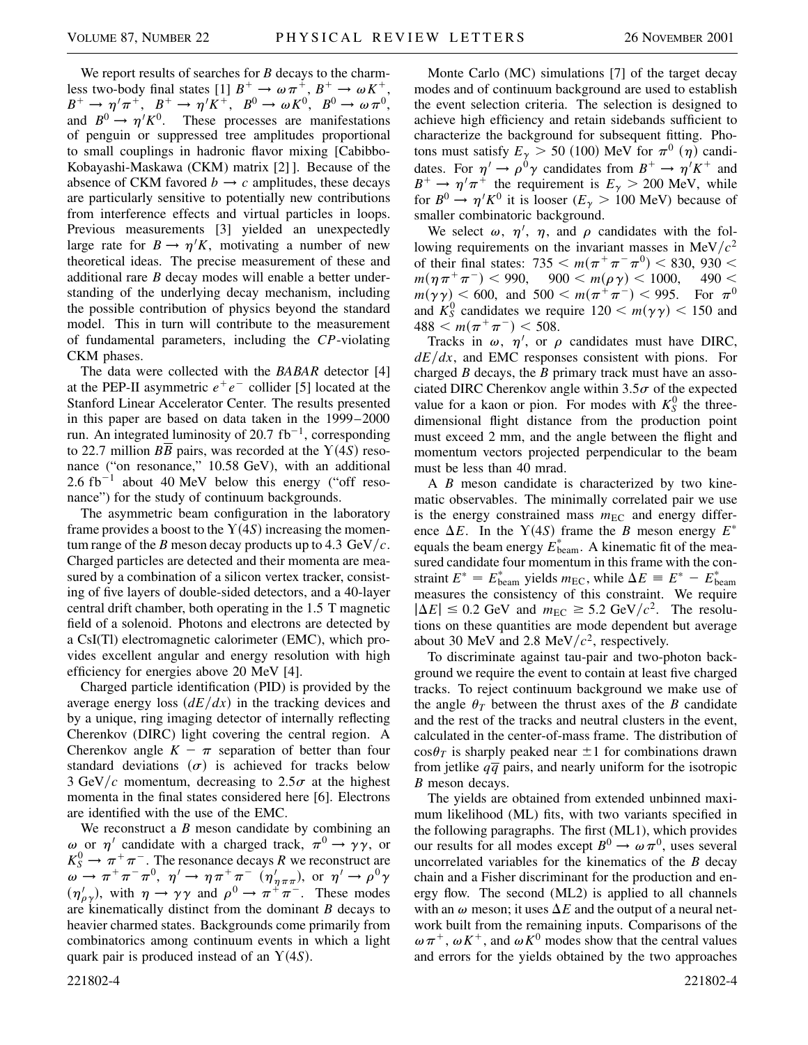We report results of searches for $B$ decays to the charmless two-body final states [1] $B^+ \to \omega\pi^+$, $B^+ \to \omega K^+$, $B^+ \to \eta'\pi^+$, $B^+ \to \eta' K^+$, $B^0 \to \omega K^0$, $B^0 \to \omega\pi^0$, and $B^0 \to \eta' K^0$. These processes are manifestations of penguin or suppressed tree amplitudes proportional to small couplings in hadronic flavor mixing [Cabibbo-Kobayashi-Maskawa (CKM) matrix [2]]. Because of the absence of CKM favored $b \to c$ amplitudes, these decays are particularly sensitive to potentially new contributions from interference effects and virtual particles in loops. Previous measurements [3] yielded an unexpectedly large rate for $B \to \eta' K$, motivating a number of new theoretical ideas. The precise measurement of these and additional rare $B$ decay modes will enable a better understanding of the underlying decay mechanism, including the possible contribution of physics beyond the standard model. This in turn will contribute to the measurement of fundamental parameters, including the $CP$-violating CKM phases.

The data were collected with the *BABAR* detector [4] at the PEP-II asymmetric $e^+e^-$ collider [5] located at the Stanford Linear Accelerator Center. The results presented in this paper are based on data taken in the 1999–2000 run. An integrated luminosity of 20.7 $\mathrm{fb}^{-1}$, corresponding to 22.7 million $B\overline{B}$ pairs, was recorded at the $\Upsilon(4S)$ resonance ("on resonance," 10.58 GeV), with an additional 2.6 $\mathrm{fb}^{-1}$ about 40 MeV below this energy ("off resonance") for the study of continuum backgrounds.

The asymmetric beam configuration in the laboratory frame provides a boost to the $\Upsilon(4S)$ increasing the momentum range of the $B$ meson decay products up to 4.3 GeV/$c$. Charged particles are detected and their momenta are measured by a combination of a silicon vertex tracker, consisting of five layers of double-sided detectors, and a 40-layer central drift chamber, both operating in the 1.5 T magnetic field of a solenoid. Photons and electrons are detected by a CsI(Tl) electromagnetic calorimeter (EMC), which provides excellent angular and energy resolution with high efficiency for energies above 20 MeV [4].

Charged particle identification (PID) is provided by the average energy loss ($dE/dx$) in the tracking devices and by a unique, ring imaging detector of internally reflecting Cherenkov (DIRC) light covering the central region. A Cherenkov angle $K - \pi$ separation of better than four standard deviations ($\sigma$) is achieved for tracks below 3 GeV/$c$ momentum, decreasing to $2.5\sigma$ at the highest momenta in the final states considered here [6]. Electrons are identified with the use of the EMC.

We reconstruct a $B$ meson candidate by combining an $\omega$ or $\eta'$ candidate with a charged track, $\pi^0 \to \gamma\gamma$, or $K_S^0 \to \pi^+\pi^-$. The resonance decays $R$ we reconstruct are $\omega \to \pi^+\pi^-\pi^0$, $\eta' \to \eta\pi^+\pi^-$ ($\eta'_{\eta\pi\pi}$), or $\eta' \to \rho^0\gamma$ ($\eta'_{\rho\gamma}$), with $\eta \to \gamma\gamma$ and $\rho^0 \to \pi^+\pi^-$. These modes are kinematically distinct from the dominant $B$ decays to heavier charmed states. Backgrounds come primarily from combinatorics among continuum events in which a light quark pair is produced instead of an $\Upsilon(4S)$.

Monte Carlo (MC) simulations [7] of the target decay modes and of continuum background are used to establish the event selection criteria. The selection is designed to achieve high efficiency and retain sidebands sufficient to characterize the background for subsequent fitting. Photons must satisfy $E_\gamma > 50$ (100) MeV for $\pi^0$ ($\eta$) candidates. For $\eta' \to \rho^0\gamma$ candidates from $B^+ \to \eta' K^+$ and $B^+ \to \eta'\pi^+$ the requirement is $E_\gamma > 200$ MeV, while for $B^0 \to \eta' K^0$ it is looser ($E_\gamma > 100$ MeV) because of smaller combinatoric background.

We select $\omega$, $\eta'$, $\eta$, and $\rho$ candidates with the following requirements on the invariant masses in MeV/$c^2$ of their final states: $735 < m(\pi^+\pi^-\pi^0) < 830$, $930 < m(\eta\pi^+\pi^-) < 990$, $900 < m(\rho\gamma) < 1000$, $490 < m(\gamma\gamma) < 600$, and $500 < m(\pi^+\pi^-) < 995$. For $\pi^0$ and $K_S^0$ candidates we require $120 < m(\gamma\gamma) < 150$ and $488 < m(\pi^+\pi^-) < 508$.

Tracks in $\omega$, $\eta'$, or $\rho$ candidates must have DIRC, $dE/dx$, and EMC responses consistent with pions. For charged $B$ decays, the $B$ primary track must have an associated DIRC Cherenkov angle within $3.5\sigma$ of the expected value for a kaon or pion. For modes with $K_S^0$ the three-dimensional flight distance from the production point must exceed 2 mm, and the angle between the flight and momentum vectors projected perpendicular to the beam must be less than 40 mrad.

A $B$ meson candidate is characterized by two kinematic observables. The minimally correlated pair we use is the energy constrained mass $m_{\mathrm{EC}}$ and energy difference $\Delta E$. In the $\Upsilon(4S)$ frame the $B$ meson energy $E^*$ equals the beam energy $E^*_{\mathrm{beam}}$. A kinematic fit of the measured candidate four momentum in this frame with the constraint $E^* = E^*_{\mathrm{beam}}$ yields $m_{\mathrm{EC}}$, while $\Delta E \equiv E^* - E^*_{\mathrm{beam}}$ measures the consistency of this constraint. We require $|\Delta E| \leq 0.2$ GeV and $m_{\mathrm{EC}} \geq 5.2$ GeV/$c^2$. The resolutions on these quantities are mode dependent but average about 30 MeV and 2.8 MeV/$c^2$, respectively.

To discriminate against tau-pair and two-photon background we require the event to contain at least five charged tracks. To reject continuum background we make use of the angle $\theta_T$ between the thrust axes of the $B$ candidate and the rest of the tracks and neutral clusters in the event, calculated in the center-of-mass frame. The distribution of $\cos\theta_T$ is sharply peaked near $\pm 1$ for combinations drawn from jetlike $q\overline{q}$ pairs, and nearly uniform for the isotropic $B$ meson decays.

The yields are obtained from extended unbinned maximum likelihood (ML) fits, with two variants specified in the following paragraphs. The first (ML1), which provides our results for all modes except $B^0 \to \omega\pi^0$, uses several uncorrelated variables for the kinematics of the $B$ decay chain and a Fisher discriminant for the production and energy flow. The second (ML2) is applied to all channels with an $\omega$ meson; it uses $\Delta E$ and the output of a neural network built from the remaining inputs. Comparisons of the $\omega\pi^+$, $\omega K^+$, and $\omega K^0$ modes show that the central values and errors for the yields obtained by the two approaches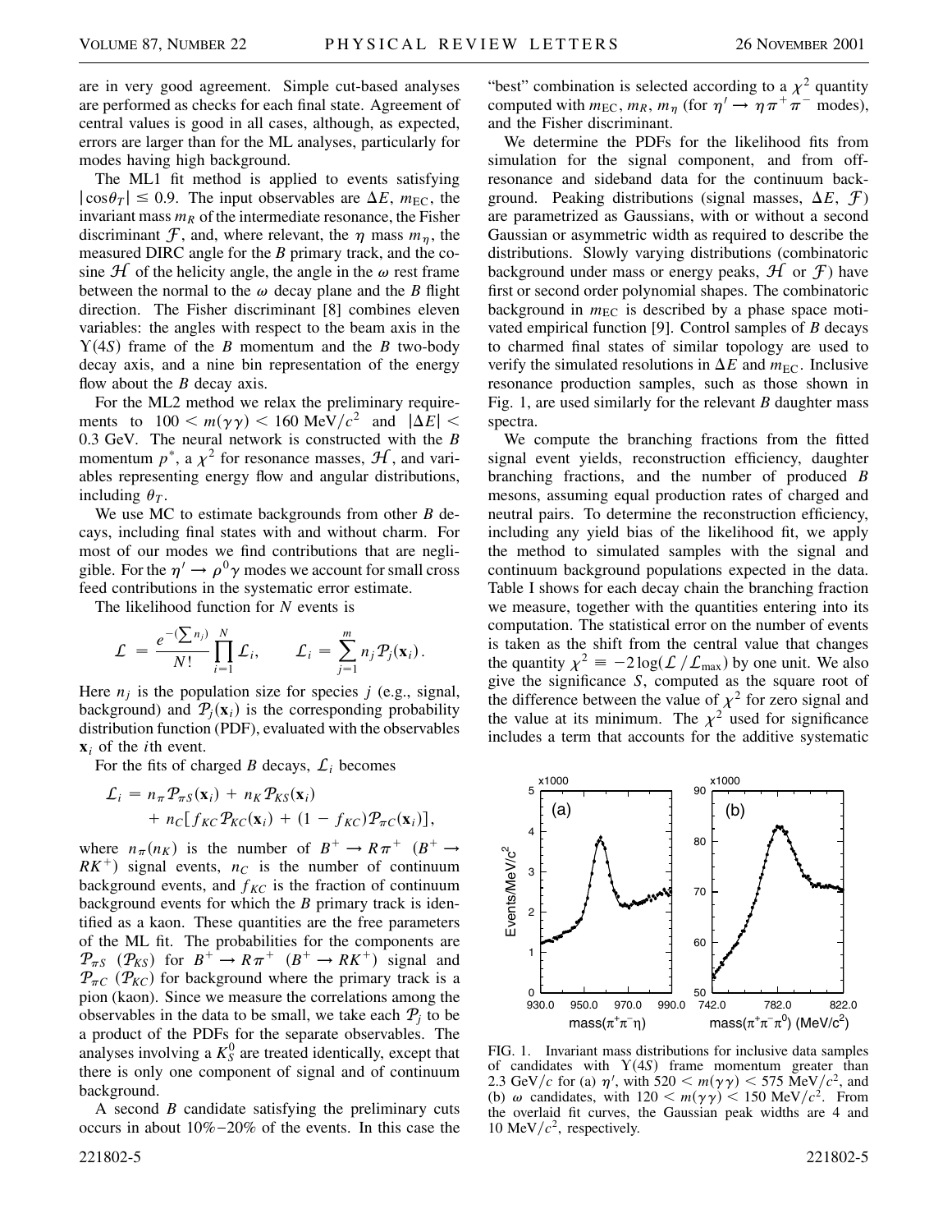are in very good agreement. Simple cut-based analyses are performed as checks for each final state. Agreement of central values is good in all cases, although, as expected, errors are larger than for the ML analyses, particularly for modes having high background.

The ML1 fit method is applied to events satisfying $|\cos\theta_T| \leq 0.9$. The input observables are $\Delta E$, $m_{\rm EC}$, the invariant mass $m_R$ of the intermediate resonance, the Fisher discriminant $\mathcal{F}$, and, where relevant, the $\eta$ mass $m_\eta$, the measured DIRC angle for the $B$ primary track, and the cosine $\mathcal{H}$ of the helicity angle, the angle in the $\omega$ rest frame between the normal to the $\omega$ decay plane and the $B$ flight direction. The Fisher discriminant [8] combines eleven variables: the angles with respect to the beam axis in the $\Upsilon(4S)$ frame of the $B$ momentum and the $B$ two-body decay axis, and a nine bin representation of the energy flow about the $B$ decay axis.

For the ML2 method we relax the preliminary requirements to $100 < m(\gamma\gamma) < 160$ MeV/$c^2$ and $|\Delta E| < 0.3$ GeV. The neural network is constructed with the $B$ momentum $p^*$, a $\chi^2$ for resonance masses, $\mathcal{H}$, and variables representing energy flow and angular distributions, including $\theta_T$.

We use MC to estimate backgrounds from other $B$ decays, including final states with and without charm. For most of our modes we find contributions that are negligible. For the $\eta' \to \rho^0\gamma$ modes we account for small cross feed contributions in the systematic error estimate.

The likelihood function for $N$ events is

$$\mathcal{L} = \frac{e^{-(\sum n_j)}}{N!} \prod_{i=1}^{N} \mathcal{L}_i, \qquad \mathcal{L}_i = \sum_{j=1}^{m} n_j \mathcal{P}_j(\mathbf{x}_i).$$

Here $n_j$ is the population size for species $j$ (e.g., signal, background) and $\mathcal{P}_j(\mathbf{x}_i)$ is the corresponding probability distribution function (PDF), evaluated with the observables $\mathbf{x}_i$ of the $i$th event.

For the fits of charged $B$ decays, $\mathcal{L}_i$ becomes

$$\mathcal{L}_i = n_\pi \mathcal{P}_{\pi S}(\mathbf{x}_i) + n_K \mathcal{P}_{KS}(\mathbf{x}_i) + n_C[f_{KC}\mathcal{P}_{KC}(\mathbf{x}_i) + (1 - f_{KC})\mathcal{P}_{\pi C}(\mathbf{x}_i)],$$

where $n_\pi (n_K)$ is the number of $B^+ \to R\pi^+$ $(B^+ \to RK^+)$ signal events, $n_C$ is the number of continuum background events, and $f_{KC}$ is the fraction of continuum background events for which the $B$ primary track is identified as a kaon. These quantities are the free parameters of the ML fit. The probabilities for the components are $\mathcal{P}_{\pi S}$ $(\mathcal{P}_{KS})$ for $B^+ \to R\pi^+$ $(B^+ \to RK^+)$ signal and $\mathcal{P}_{\pi C}$ $(\mathcal{P}_{KC})$ for background where the primary track is a pion (kaon). Since we measure the correlations among the observables in the data to be small, we take each $\mathcal{P}_j$ to be a product of the PDFs for the separate observables. The analyses involving a $K_S^0$ are treated identically, except that there is only one component of signal and of continuum background.

A second $B$ candidate satisfying the preliminary cuts occurs in about 10%–20% of the events. In this case the "best" combination is selected according to a $\chi^2$ quantity computed with $m_{\rm EC}$, $m_R$, $m_\eta$ (for $\eta' \to \eta\pi^+\pi^-$ modes), and the Fisher discriminant.

We determine the PDFs for the likelihood fits from simulation for the signal component, and from off-resonance and sideband data for the continuum background. Peaking distributions (signal masses, $\Delta E$, $\mathcal{F}$) are parametrized as Gaussians, with or without a second Gaussian or asymmetric width as required to describe the distributions. Slowly varying distributions (combinatoric background under mass or energy peaks, $\mathcal{H}$ or $\mathcal{F}$) have first or second order polynomial shapes. The combinatoric background in $m_{\rm EC}$ is described by a phase space motivated empirical function [9]. Control samples of $B$ decays to charmed final states of similar topology are used to verify the simulated resolutions in $\Delta E$ and $m_{\rm EC}$. Inclusive resonance production samples, such as those shown in Fig. 1, are used similarly for the relevant $B$ daughter mass spectra.

We compute the branching fractions from the fitted signal event yields, reconstruction efficiency, daughter branching fractions, and the number of produced $B$ mesons, assuming equal production rates of charged and neutral pairs. To determine the reconstruction efficiency, including any yield bias of the likelihood fit, we apply the method to simulated samples with the signal and continuum background populations expected in the data. Table I shows for each decay chain the branching fraction we measure, together with the quantities entering into its computation. The statistical error on the number of events is taken as the shift from the central value that changes the quantity $\chi^2 \equiv -2\log(\mathcal{L}/\mathcal{L}_{\rm max})$ by one unit. We also give the significance $S$, computed as the square root of the difference between the value of $\chi^2$ for zero signal and the value at its minimum. The $\chi^2$ used for significance includes a term that accounts for the additive systematic

FIG. 1. Invariant mass distributions for inclusive data samples of candidates with $\Upsilon(4S)$ frame momentum greater than 2.3 GeV/$c$ for (a) $\eta'$, with $520 < m(\gamma\gamma) < 575$ MeV/$c^2$, and (b) $\omega$ candidates, with $120 < m(\gamma\gamma) < 150$ MeV/$c^2$. From the overlaid fit curves, the Gaussian peak widths are 4 and 10 MeV/$c^2$, respectively.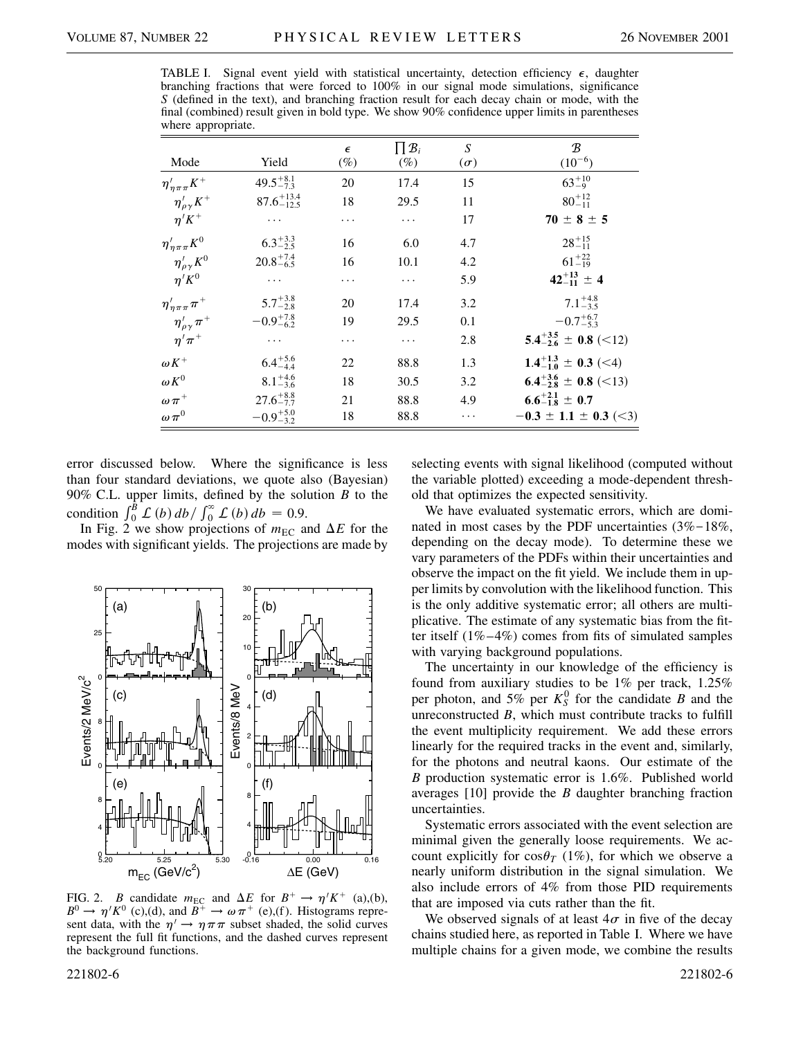TABLE I. Signal event yield with statistical uncertainty, detection efficiency $\epsilon$, daughter branching fractions that were forced to 100% in our signal mode simulations, significance $S$ (defined in the text), and branching fraction result for each decay chain or mode, with the final (combined) result given in bold type. We show 90% confidence upper limits in parentheses where appropriate.

| Mode | Yield | $\epsilon$ (%) | $\prod \mathcal{B}_i$ (%) | $S$ ($\sigma$) | $\mathcal{B}$ ($10^{-6}$) |
|---|---|---|---|---|---|
| $\eta'_{\eta\pi\pi}K^+$ | $49.5^{+8.1}_{-7.3}$ | 20 | 17.4 | 15 | $63^{+10}_{-9}$ |
| $\eta'_{\rho\gamma}K^+$ | $87.6^{+13.4}_{-12.5}$ | 18 | 29.5 | 11 | $80^{+12}_{-11}$ |
| $\eta' K^+$ | ... | ... | ... | 17 | $\mathbf{70 \pm 8 \pm 5}$ |
| $\eta'_{\eta\pi\pi}K^0$ | $6.3^{+3.3}_{-2.5}$ | 16 | 6.0 | 4.7 | $28^{+15}_{-11}$ |
| $\eta'_{\rho\gamma}K^0$ | $20.8^{+7.4}_{-6.5}$ | 16 | 10.1 | 4.2 | $61^{+22}_{-19}$ |
| $\eta' K^0$ | ... | ... | ... | 5.9 | $\mathbf{42^{+13}_{-11} \pm 4}$ |
| $\eta'_{\eta\pi\pi}\pi^+$ | $5.7^{+3.8}_{-2.8}$ | 20 | 17.4 | 3.2 | $7.1^{+4.8}_{-3.5}$ |
| $\eta'_{\rho\gamma}\pi^+$ | $-0.9^{+7.8}_{-6.2}$ | 19 | 29.5 | 0.1 | $-0.7^{+6.7}_{-5.3}$ |
| $\eta'\pi^+$ | ... | ... | ... | 2.8 | $\mathbf{5.4^{+3.5}_{-2.6} \pm 0.8}$ (<12) |
| $\omega K^+$ | $6.4^{+5.6}_{-4.4}$ | 22 | 88.8 | 1.3 | $\mathbf{1.4^{+1.3}_{-1.0} \pm 0.3}$ (<4) |
| $\omega K^0$ | $8.1^{+4.6}_{-3.6}$ | 18 | 30.5 | 3.2 | $\mathbf{6.4^{+3.6}_{-2.8} \pm 0.8}$ (<13) |
| $\omega\pi^+$ | $27.6^{+8.8}_{-7.7}$ | 21 | 88.8 | 4.9 | $\mathbf{6.6^{+2.1}_{-1.8} \pm 0.7}$ |
| $\omega\pi^0$ | $-0.9^{+5.0}_{-3.2}$ | 18 | 88.8 | ... | $\mathbf{-0.3 \pm 1.1 \pm 0.3}$ (<3) |

error discussed below. Where the significance is less than four standard deviations, we quote also (Bayesian) 90% C.L. upper limits, defined by the solution $B$ to the condition $\int_0^B \mathcal{L}(b)\,db / \int_0^\infty \mathcal{L}(b)\,db = 0.9$.

In Fig. 2 we show projections of $m_{\rm EC}$ and $\Delta E$ for the modes with significant yields. The projections are made by selecting events with signal likelihood (computed without the variable plotted) exceeding a mode-dependent threshold that optimizes the expected sensitivity.

FIG. 2. $B$ candidate $m_{\rm EC}$ and $\Delta E$ for $B^+ \to \eta' K^+$ (a),(b), $B^0 \to \eta' K^0$ (c),(d), and $B^+ \to \omega\pi^+$ (e),(f). Histograms represent data, with the $\eta' \to \eta\pi\pi$ subset shaded, the solid curves represent the full fit functions, and the dashed curves represent the background functions.

We have evaluated systematic errors, which are dominated in most cases by the PDF uncertainties (3%–18%, depending on the decay mode). To determine these we vary parameters of the PDFs within their uncertainties and observe the impact on the fit yield. We include them in upper limits by convolution with the likelihood function. This is the only additive systematic error; all others are multiplicative. The estimate of any systematic bias from the fitter itself (1%–4%) comes from fits of simulated samples with varying background populations.

The uncertainty in our knowledge of the efficiency is found from auxiliary studies to be 1% per track, 1.25% per photon, and 5% per $K_S^0$ for the candidate $B$ and the unreconstructed $B$, which must contribute tracks to fulfill the event multiplicity requirement. We add these errors linearly for the required tracks in the event and, similarly, for the photons and neutral kaons. Our estimate of the $B$ production systematic error is 1.6%. Published world averages [10] provide the $B$ daughter branching fraction uncertainties.

Systematic errors associated with the event selection are minimal given the generally loose requirements. We account explicitly for $\cos\theta_T$ (1%), for which we observe a nearly uniform distribution in the signal simulation. We also include errors of 4% from those PID requirements that are imposed via cuts rather than the fit.

We observed signals of at least $4\sigma$ in five of the decay chains studied here, as reported in Table I. Where we have multiple chains for a given mode, we combine the results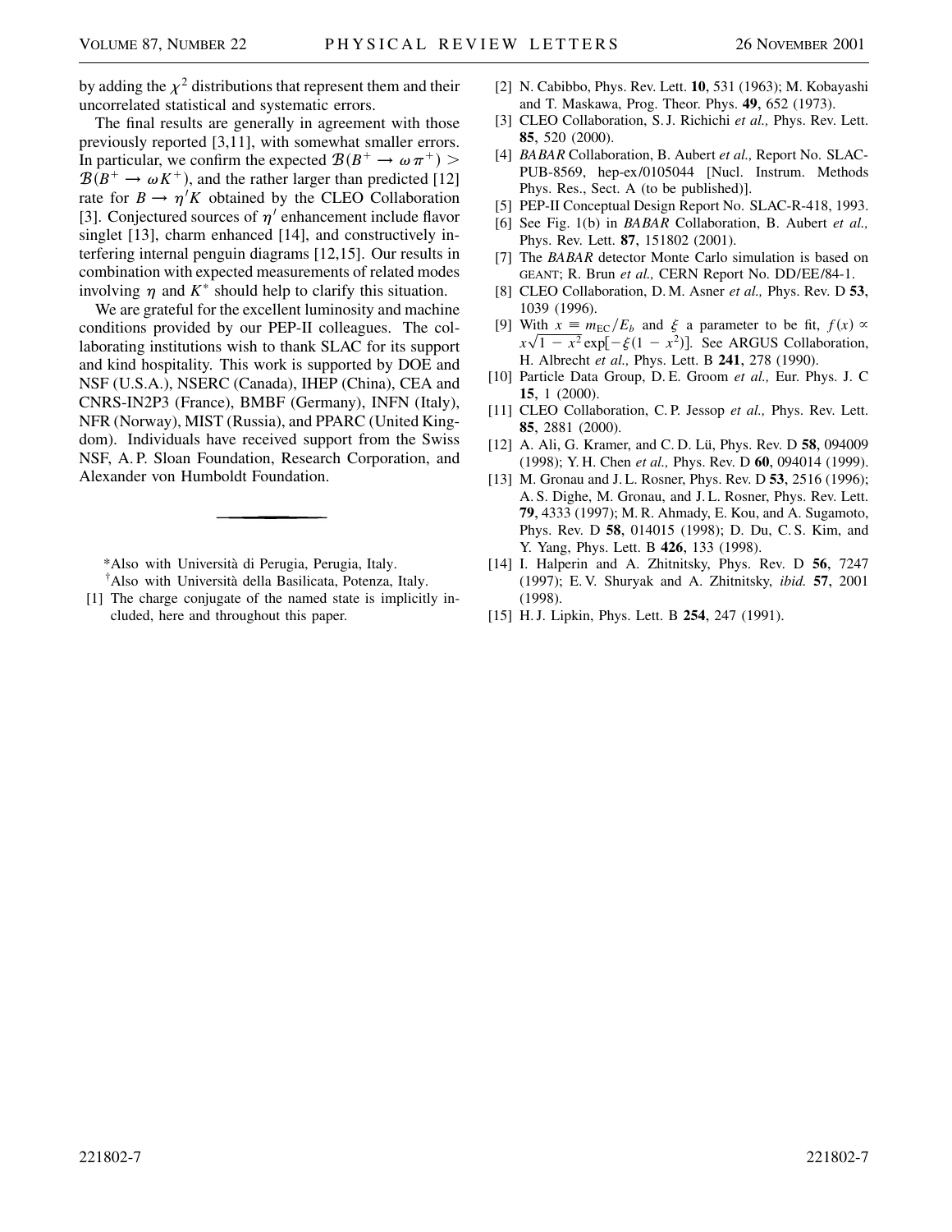by adding the $\chi^2$ distributions that represent them and their uncorrelated statistical and systematic errors.

The final results are generally in agreement with those previously reported [3,11], with somewhat smaller errors. In particular, we confirm the expected $\mathcal{B}(B^+ \to \omega\pi^+) > \mathcal{B}(B^+ \to \omega K^+)$, and the rather larger than predicted [12] rate for $B \to \eta' K$ obtained by the CLEO Collaboration [3]. Conjectured sources of $\eta'$ enhancement include flavor singlet [13], charm enhanced [14], and constructively interfering internal penguin diagrams [12,15]. Our results in combination with expected measurements of related modes involving $\eta$ and $K^*$ should help to clarify this situation.

We are grateful for the excellent luminosity and machine conditions provided by our PEP-II colleagues. The collaborating institutions wish to thank SLAC for its support and kind hospitality. This work is supported by DOE and NSF (U.S.A.), NSERC (Canada), IHEP (China), CEA and CNRS-IN2P3 (France), BMBF (Germany), INFN (Italy), NFR (Norway), MIST (Russia), and PPARC (United Kingdom). Individuals have received support from the Swiss NSF, A. P. Sloan Foundation, Research Corporation, and Alexander von Humboldt Foundation.

---

*Also with Università di Perugia, Perugia, Italy.

†Also with Università della Basilicata, Potenza, Italy.

[1] The charge conjugate of the named state is implicitly included, here and throughout this paper.

[2] N. Cabibbo, Phys. Rev. Lett. **10**, 531 (1963); M. Kobayashi and T. Maskawa, Prog. Theor. Phys. **49**, 652 (1973).

[3] CLEO Collaboration, S. J. Richichi *et al.,* Phys. Rev. Lett. **85**, 520 (2000).

[4] *BABAR* Collaboration, B. Aubert *et al.,* Report No. SLAC-PUB-8569, hep-ex/0105044 [Nucl. Instrum. Methods Phys. Res., Sect. A (to be published)].

[5] PEP-II Conceptual Design Report No. SLAC-R-418, 1993.

[6] See Fig. 1(b) in *BABAR* Collaboration, B. Aubert *et al.,* Phys. Rev. Lett. **87**, 151802 (2001).

[7] The *BABAR* detector Monte Carlo simulation is based on GEANT; R. Brun *et al.,* CERN Report No. DD/EE/84-1.

[8] CLEO Collaboration, D. M. Asner *et al.,* Phys. Rev. D **53**, 1039 (1996).

[9] With $x \equiv m_{\mathrm{EC}}/E_b$ and $\xi$ a parameter to be fit, $f(x) \propto x\sqrt{1 - x^2}\exp[-\xi(1 - x^2)]$. See ARGUS Collaboration, H. Albrecht *et al.,* Phys. Lett. B **241**, 278 (1990).

[10] Particle Data Group, D. E. Groom *et al.,* Eur. Phys. J. C **15**, 1 (2000).

[11] CLEO Collaboration, C. P. Jessop *et al.,* Phys. Rev. Lett. **85**, 2881 (2000).

[12] A. Ali, G. Kramer, and C. D. Lü, Phys. Rev. D **58**, 094009 (1998); Y. H. Chen *et al.,* Phys. Rev. D **60**, 094014 (1999).

[13] M. Gronau and J. L. Rosner, Phys. Rev. D **53**, 2516 (1996); A. S. Dighe, M. Gronau, and J. L. Rosner, Phys. Rev. Lett. **79**, 4333 (1997); M. R. Ahmady, E. Kou, and A. Sugamoto, Phys. Rev. D **58**, 014015 (1998); D. Du, C. S. Kim, and Y. Yang, Phys. Lett. B **426**, 133 (1998).

[14] I. Halperin and A. Zhitnitsky, Phys. Rev. D **56**, 7247 (1997); E. V. Shuryak and A. Zhitnitsky, *ibid.* **57**, 2001 (1998).

[15] H. J. Lipkin, Phys. Lett. B **254**, 247 (1991).